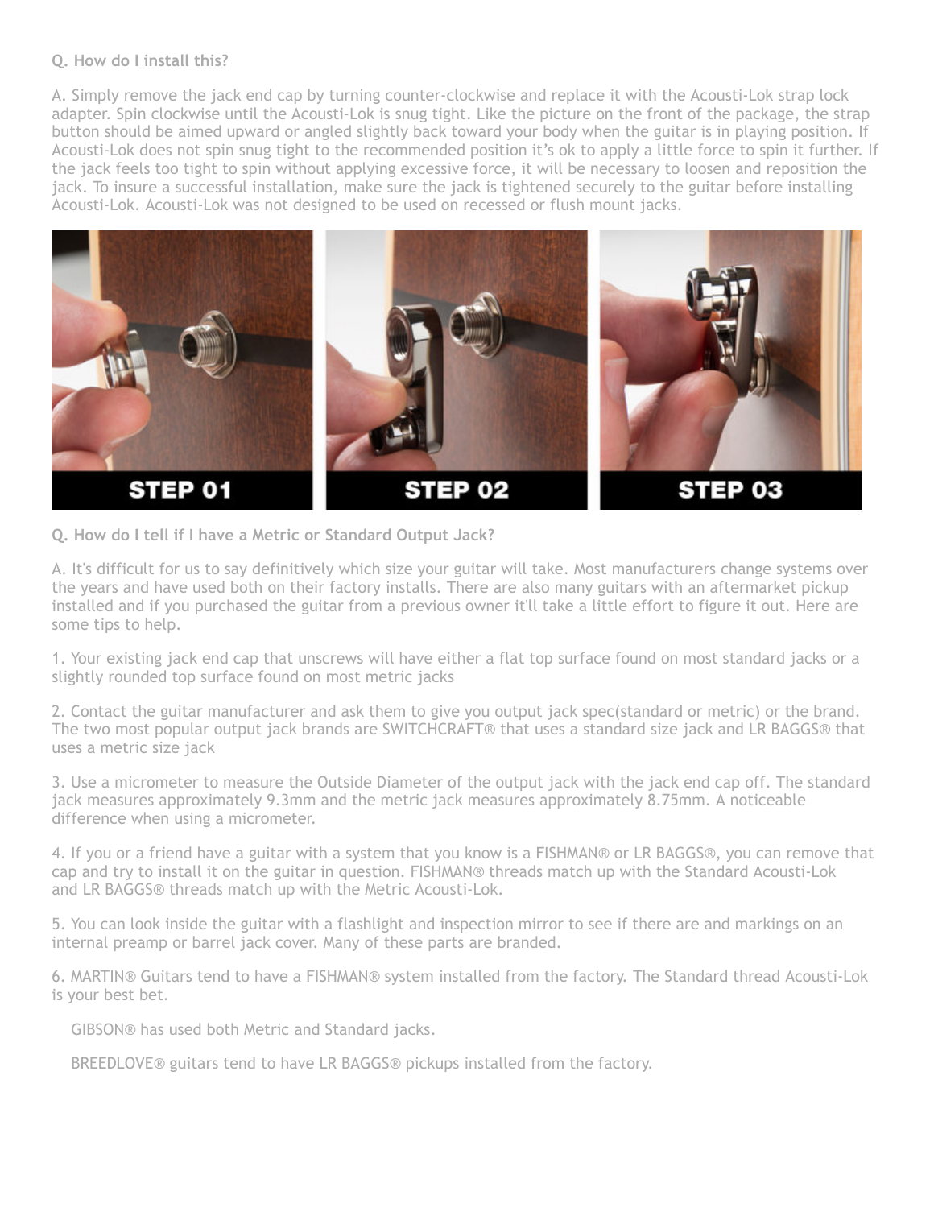**Q. How do I install this?**

A. Simply remove the jack end cap by turning counter-clockwise and replace it with the Acousti-Lok strap lock adapter. Spin clockwise until the Acousti-Lok is snug tight. Like the picture on the front of the package, the strap button should be aimed upward or angled slightly back toward your body when the guitar is in playing position. If Acousti-Lok does not spin snug tight to the recommended position it's ok to apply a little force to spin it further. If the jack feels too tight to spin without applying excessive force, it will be necessary to loosen and reposition the jack. To insure a successful installation, make sure the jack is tightened securely to the guitar before installing Acousti-Lok. Acousti-Lok was not designed to be used on recessed or flush mount jacks.

STEP 01 | STEP 02 | STEP 03

**Q. How do I tell if I have a Metric or Standard Output Jack?**

A. It's difficult for us to say definitively which size your guitar will take. Most manufacturers change systems over the years and have used both on their factory installs. There are also many guitars with an aftermarket pickup installed and if you purchased the guitar from a previous owner it'll take a little effort to figure it out. Here are some tips to help.

1. Your existing jack end cap that unscrews will have either a flat top surface found on most standard jacks or a slightly rounded top surface found on most metric jacks

2. Contact the guitar manufacturer and ask them to give you output jack spec(standard or metric) or the brand. The two most popular output jack brands are SWITCHCRAFT® that uses a standard size jack and LR BAGGS® that uses a metric size jack

3. Use a micrometer to measure the Outside Diameter of the output jack with the jack end cap off. The standard jack measures approximately 9.3mm and the metric jack measures approximately 8.75mm. A noticeable difference when using a micrometer.

4. If you or a friend have a guitar with a system that you know is a FISHMAN® or LR BAGGS®, you can remove that cap and try to install it on the guitar in question. FISHMAN® threads match up with the Standard Acousti-Lok and LR BAGGS® threads match up with the Metric Acousti-Lok.

5. You can look inside the guitar with a flashlight and inspection mirror to see if there are and markings on an internal preamp or barrel jack cover. Many of these parts are branded.

6. MARTIN® Guitars tend to have a FISHMAN® system installed from the factory. The Standard thread Acousti-Lok is your best bet.

GIBSON® has used both Metric and Standard jacks.

BREEDLOVE® guitars tend to have LR BAGGS® pickups installed from the factory.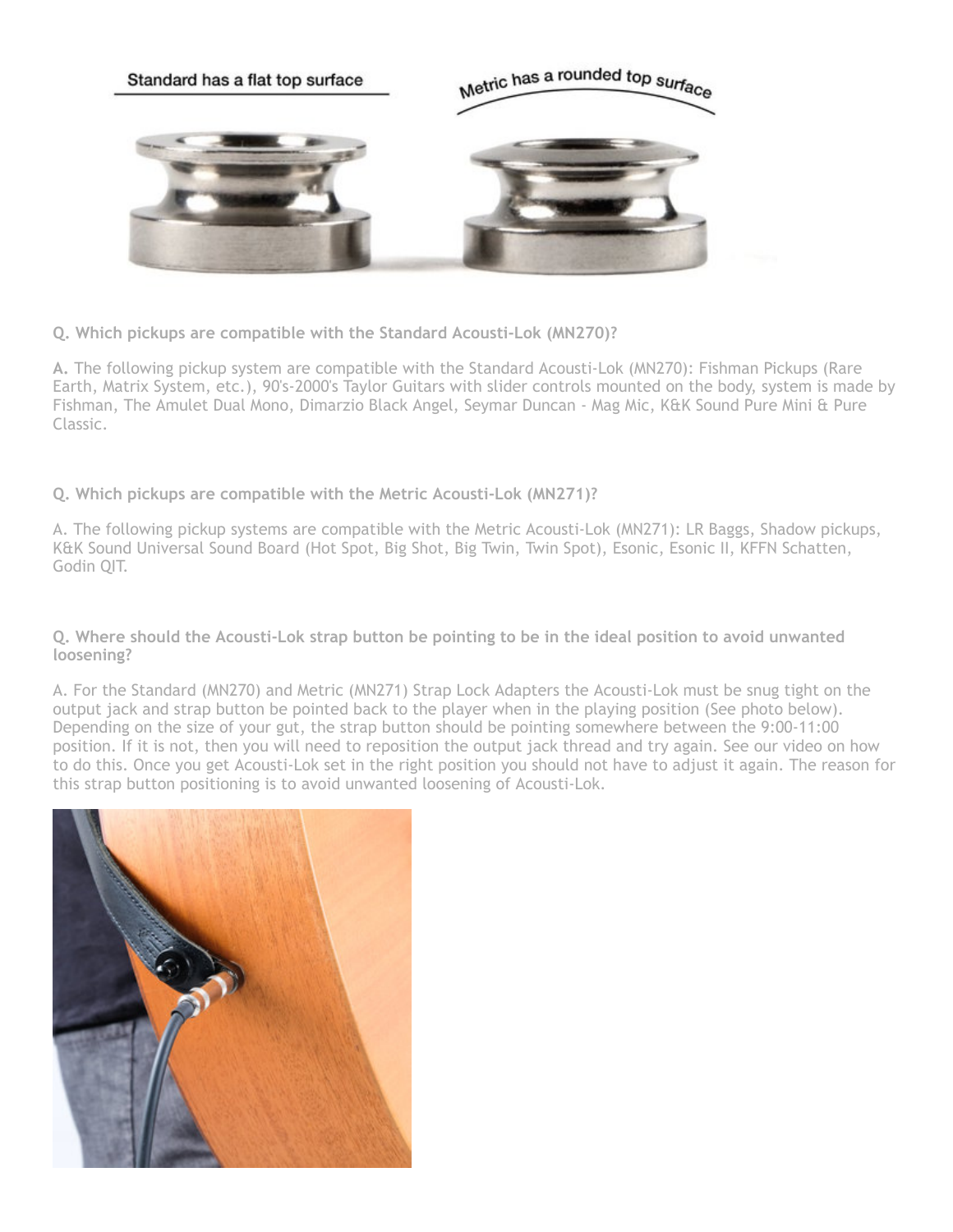**Q. Which pickups are compatible with the Standard Acousti-Lok (MN270)?**

**A.** The following pickup system are compatible with the Standard Acousti-Lok (MN270): Fishman Pickups (Rare Earth, Matrix System, etc.), 90's-2000's Taylor Guitars with slider controls mounted on the body, system is made by Fishman, The Amulet Dual Mono, Dimarzio Black Angel, Seymar Duncan - Mag Mic, K&K Sound Pure Mini & Pure Classic.

**Q. Which pickups are compatible with the Metric Acousti-Lok (MN271)?**

A. The following pickup systems are compatible with the Metric Acousti-Lok (MN271): LR Baggs, Shadow pickups, K&K Sound Universal Sound Board (Hot Spot, Big Shot, Big Twin, Twin Spot), Esonic, Esonic II, KFFN Schatten, Godin QIT.

**Q. Where should the Acousti-Lok strap button be pointing to be in the ideal position to avoid unwanted loosening?**

A. For the Standard (MN270) and Metric (MN271) Strap Lock Adapters the Acousti-Lok must be snug tight on the output jack and strap button be pointed back to the player when in the playing position (See photo below). Depending on the size of your gut, the strap button should be pointing somewhere between the 9:00-11:00 position. If it is not, then you will need to reposition the output jack thread and try again. See our video on how to do this. Once you get Acousti-Lok set in the right position you should not have to adjust it again. The reason for this strap button positioning is to avoid unwanted loosening of Acousti-Lok.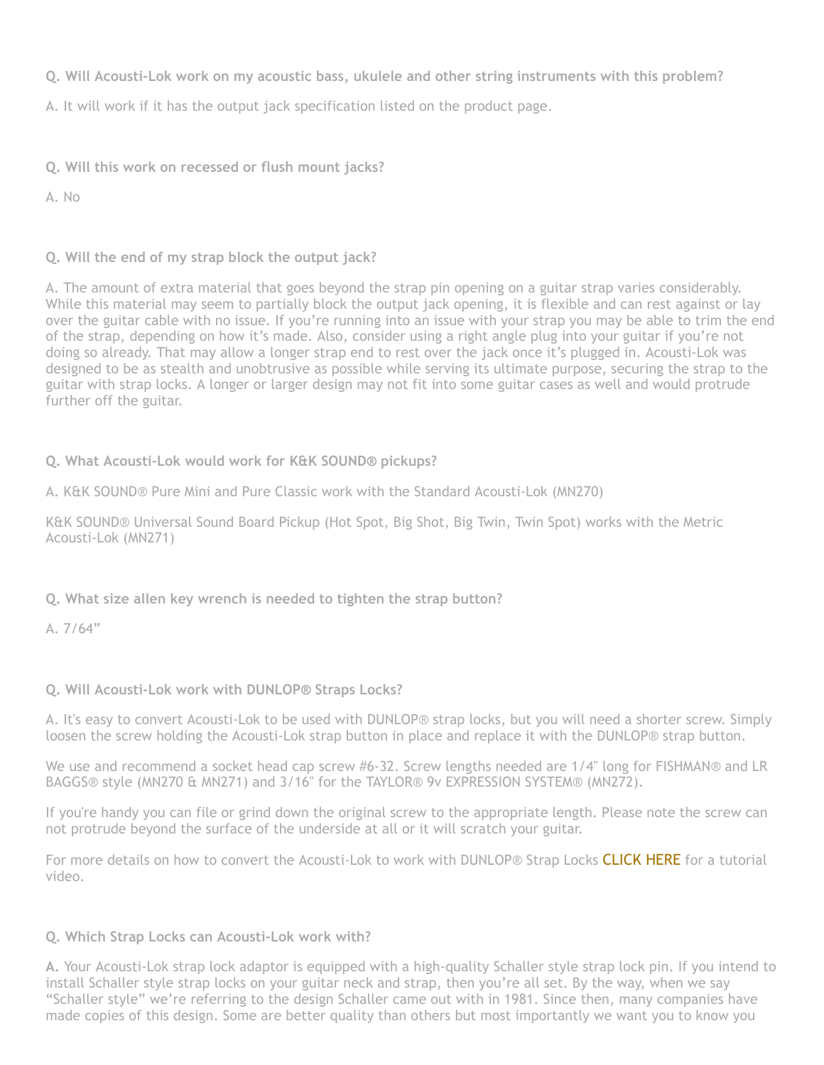**Q. Will Acousti-Lok work on my acoustic bass, ukulele and other string instruments with this problem?**

A. It will work if it has the output jack specification listed on the product page.

**Q. Will this work on recessed or flush mount jacks?**

A. No

**Q. Will the end of my strap block the output jack?**

A. The amount of extra material that goes beyond the strap pin opening on a guitar strap varies considerably. While this material may seem to partially block the output jack opening, it is flexible and can rest against or lay over the guitar cable with no issue. If you're running into an issue with your strap you may be able to trim the end of the strap, depending on how it's made. Also, consider using a right angle plug into your guitar if you're not doing so already. That may allow a longer strap end to rest over the jack once it's plugged in. Acousti-Lok was designed to be as stealth and unobtrusive as possible while serving its ultimate purpose, securing the strap to the guitar with strap locks. A longer or larger design may not fit into some guitar cases as well and would protrude further off the guitar.

**Q. What Acousti-Lok would work for K&K SOUND® pickups?**

A. K&K SOUND® Pure Mini and Pure Classic work with the Standard Acousti-Lok (MN270)

K&K SOUND® Universal Sound Board Pickup (Hot Spot, Big Shot, Big Twin, Twin Spot) works with the Metric Acousti-Lok (MN271)

**Q. What size allen key wrench is needed to tighten the strap button?**

A. 7/64"

**Q. Will Acousti-Lok work with DUNLOP® Straps Locks?**

A. It's easy to convert Acousti-Lok to be used with DUNLOP® strap locks, but you will need a shorter screw. Simply loosen the screw holding the Acousti-Lok strap button in place and replace it with the DUNLOP® strap button.

We use and recommend a socket head cap screw #6-32. Screw lengths needed are 1/4" long for FISHMAN® and LR BAGGS® style (MN270 & MN271) and 3/16" for the TAYLOR® 9v EXPRESSION SYSTEM® (MN272).

If you're handy you can file or grind down the original screw to the appropriate length. Please note the screw can not protrude beyond the surface of the underside at all or it will scratch your guitar.

For more details on how to convert the Acousti-Lok to work with DUNLOP® Strap Locks CLICK HERE for a tutorial video.

**Q. Which Strap Locks can Acousti-Lok work with?**

**A.** Your Acousti-Lok strap lock adaptor is equipped with a high-quality Schaller style strap lock pin. If you intend to install Schaller style strap locks on your guitar neck and strap, then you're all set. By the way, when we say "Schaller style" we're referring to the design Schaller came out with in 1981. Since then, many companies have made copies of this design. Some are better quality than others but most importantly we want you to know you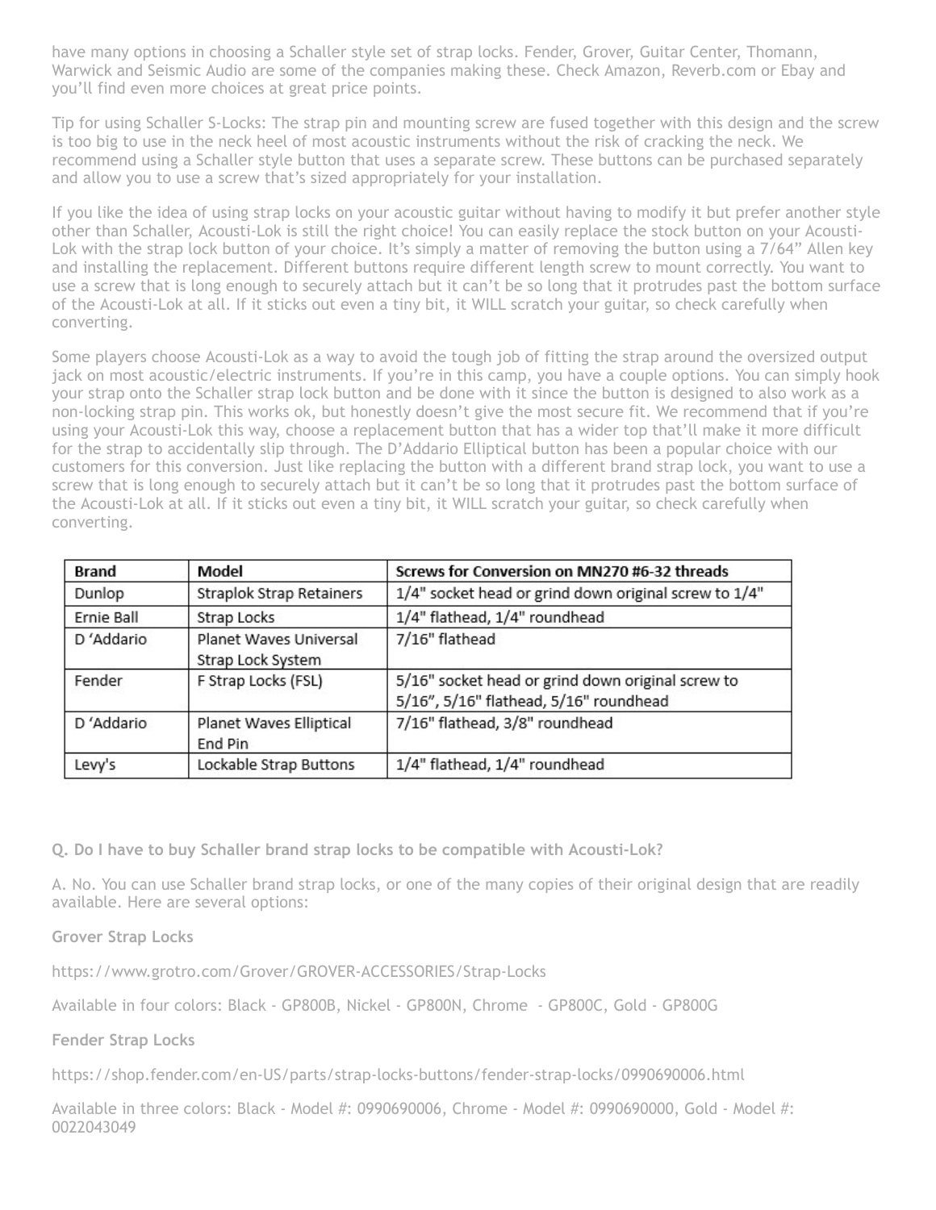have many options in choosing a Schaller style set of strap locks. Fender, Grover, Guitar Center, Thomann, Warwick and Seismic Audio are some of the companies making these. Check Amazon, Reverb.com or Ebay and you'll find even more choices at great price points.

Tip for using Schaller S-Locks: The strap pin and mounting screw are fused together with this design and the screw is too big to use in the neck heel of most acoustic instruments without the risk of cracking the neck. We recommend using a Schaller style button that uses a separate screw. These buttons can be purchased separately and allow you to use a screw that's sized appropriately for your installation.

If you like the idea of using strap locks on your acoustic guitar without having to modify it but prefer another style other than Schaller, Acousti-Lok is still the right choice! You can easily replace the stock button on your Acousti-Lok with the strap lock button of your choice. It's simply a matter of removing the button using a 7/64" Allen key and installing the replacement. Different buttons require different length screw to mount correctly. You want to use a screw that is long enough to securely attach but it can't be so long that it protrudes past the bottom surface of the Acousti-Lok at all. If it sticks out even a tiny bit, it WILL scratch your guitar, so check carefully when converting.

Some players choose Acousti-Lok as a way to avoid the tough job of fitting the strap around the oversized output jack on most acoustic/electric instruments. If you're in this camp, you have a couple options. You can simply hook your strap onto the Schaller strap lock button and be done with it since the button is designed to also work as a non-locking strap pin. This works ok, but honestly doesn't give the most secure fit. We recommend that if you're using your Acousti-Lok this way, choose a replacement button that has a wider top that'll make it more difficult for the strap to accidentally slip through. The D'Addario Elliptical button has been a popular choice with our customers for this conversion. Just like replacing the button with a different brand strap lock, you want to use a screw that is long enough to securely attach but it can't be so long that it protrudes past the bottom surface of the Acousti-Lok at all. If it sticks out even a tiny bit, it WILL scratch your guitar, so check carefully when converting.

| Brand | Model | Screws for Conversion on MN270 #6-32 threads |
|---|---|---|
| Dunlop | Straplok Strap Retainers | 1/4" socket head or grind down original screw to 1/4" |
| Ernie Ball | Strap Locks | 1/4" flathead, 1/4" roundhead |
| D 'Addario | Planet Waves Universal Strap Lock System | 7/16" flathead |
| Fender | F Strap Locks (FSL) | 5/16" socket head or grind down original screw to 5/16", 5/16" flathead, 5/16" roundhead |
| D 'Addario | Planet Waves Elliptical End Pin | 7/16" flathead, 3/8" roundhead |
| Levy's | Lockable Strap Buttons | 1/4" flathead, 1/4" roundhead |

**Q. Do I have to buy Schaller brand strap locks to be compatible with Acousti-Lok?**

A. No. You can use Schaller brand strap locks, or one of the many copies of their original design that are readily available. Here are several options:

**Grover Strap Locks**

https://www.grotro.com/Grover/GROVER-ACCESSORIES/Strap-Locks

Available in four colors: Black - GP800B, Nickel - GP800N, Chrome - GP800C, Gold - GP800G

**Fender Strap Locks**

https://shop.fender.com/en-US/parts/strap-locks-buttons/fender-strap-locks/0990690006.html

Available in three colors: Black - Model #: 0990690006, Chrome - Model #: 0990690000, Gold - Model #: 0022043049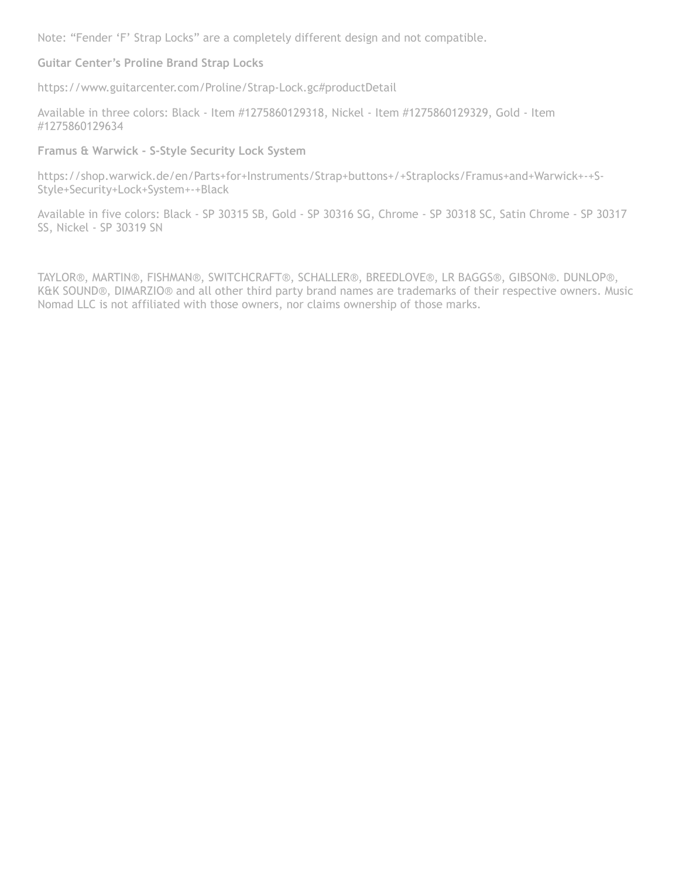Note: “Fender ‘F’ Strap Locks” are a completely different design and not compatible.

**Guitar Center’s Proline Brand Strap Locks**

https://www.guitarcenter.com/Proline/Strap-Lock.gc#productDetail

Available in three colors: Black - Item #1275860129318, Nickel - Item #1275860129329, Gold - Item #1275860129634

**Framus & Warwick - S-Style Security Lock System**

https://shop.warwick.de/en/Parts+for+Instruments/Strap+buttons+/+Straplocks/Framus+and+Warwick+-+S-Style+Security+Lock+System+-+Black

Available in five colors: Black - SP 30315 SB, Gold - SP 30316 SG, Chrome - SP 30318 SC, Satin Chrome - SP 30317 SS, Nickel - SP 30319 SN

TAYLOR®, MARTIN®, FISHMAN®, SWITCHCRAFT®, SCHALLER®, BREEDLOVE®, LR BAGGS®, GIBSON®. DUNLOP®, K&K SOUND®, DIMARZIO® and all other third party brand names are trademarks of their respective owners. Music Nomad LLC is not affiliated with those owners, nor claims ownership of those marks.